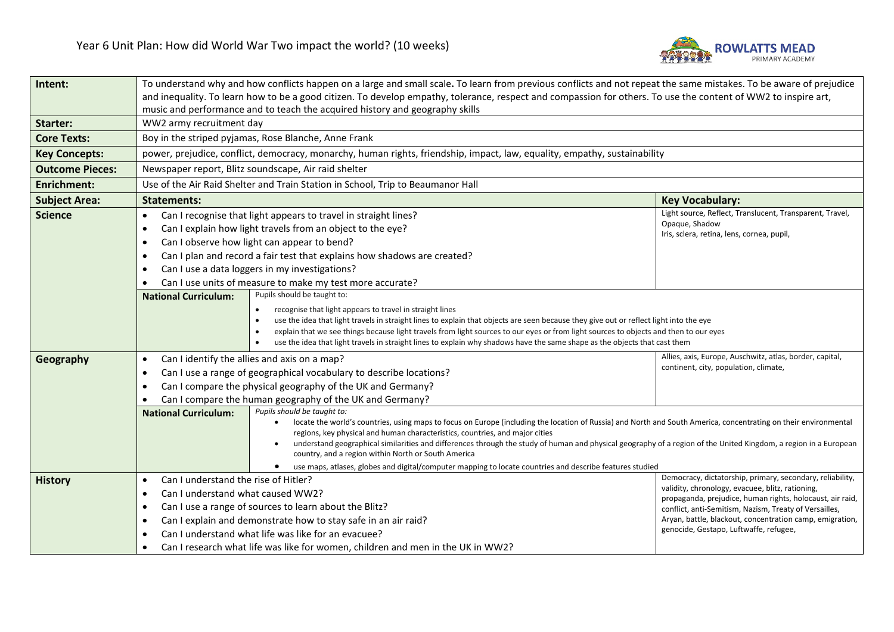# Year 6 Unit Plan: How did World War Two impact the world? (10 weeks)

ROWLATTS MEAD PRIMARY ACADEMY

| | | |
|---|---|---|
| **Intent:** | To understand why and how conflicts happen on a large and small scale**.** To learn from previous conflicts and not repeat the same mistakes. To be aware of prejudice and inequality. To learn how to be a good citizen. To develop empathy, tolerance, respect and compassion for others. To use the content of WW2 to inspire art, music and performance and to teach the acquired history and geography skills | |
| **Starter:** | WW2 army recruitment day | |
| **Core Texts:** | Boy in the striped pyjamas, Rose Blanche, Anne Frank | |
| **Key Concepts:** | power, prejudice, conflict, democracy, monarchy, human rights, friendship, impact, law, equality, empathy, sustainability | |
| **Outcome Pieces:** | Newspaper report, Blitz soundscape, Air raid shelter | |
| **Enrichment:** | Use of the Air Raid Shelter and Train Station in School, Trip to Beaumanor Hall | |
| **Subject Area:** | **Statements:** | **Key Vocabulary:** |
| **Science** | • Can I recognise that light appears to travel in straight lines?<br>• Can I explain how light travels from an object to the eye?<br>• Can I observe how light can appear to bend?<br>• Can I plan and record a fair test that explains how shadows are created?<br>• Can I use a data loggers in my investigations?<br>• Can I use units of measure to make my test more accurate? | Light source, Reflect, Translucent, Transparent, Travel, Opaque, Shadow<br>Iris, sclera, retina, lens, cornea, pupil, |
| | **National Curriculum:** Pupils should be taught to:<br>• recognise that light appears to travel in straight lines<br>• use the idea that light travels in straight lines to explain that objects are seen because they give out or reflect light into the eye<br>• explain that we see things because light travels from light sources to our eyes or from light sources to objects and then to our eyes<br>• use the idea that light travels in straight lines to explain why shadows have the same shape as the objects that cast them | |
| **Geography** | • Can I identify the allies and axis on a map?<br>• Can I use a range of geographical vocabulary to describe locations?<br>• Can I compare the physical geography of the UK and Germany?<br>• Can I compare the human geography of the UK and Germany? | Allies, axis, Europe, Auschwitz, atlas, border, capital, continent, city, population, climate, |
| | **National Curriculum:** *Pupils should be taught to:*<br>• locate the world's countries, using maps to focus on Europe (including the location of Russia) and North and South America, concentrating on their environmental regions, key physical and human characteristics, countries, and major cities<br>• understand geographical similarities and differences through the study of human and physical geography of a region of the United Kingdom, a region in a European country, and a region within North or South America<br>• use maps, atlases, globes and digital/computer mapping to locate countries and describe features studied | |
| **History** | • Can I understand the rise of Hitler?<br>• Can I understand what caused WW2?<br>• Can I use a range of sources to learn about the Blitz?<br>• Can I explain and demonstrate how to stay safe in an air raid?<br>• Can I understand what life was like for an evacuee?<br>• Can I research what life was like for women, children and men in the UK in WW2? | Democracy, dictatorship, primary, secondary, reliability, validity, chronology, evacuee, blitz, rationing, propaganda, prejudice, human rights, holocaust, air raid, conflict, anti-Semitism, Nazism, Treaty of Versailles, Aryan, battle, blackout, concentration camp, emigration, genocide, Gestapo, Luftwaffe, refugee, |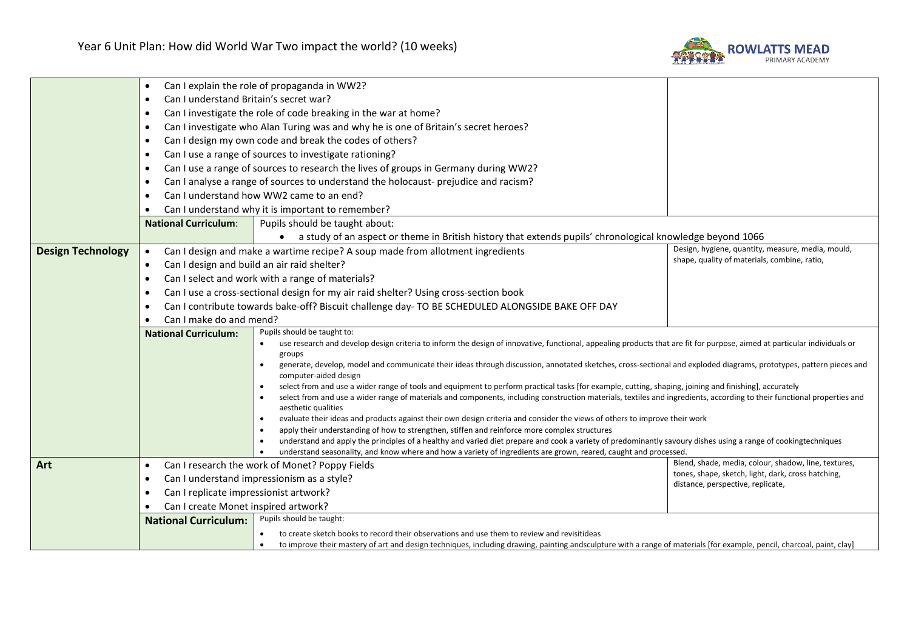# Year 6 Unit Plan: How did World War Two impact the world? (10 weeks)

| | | | |
|---|---|---|---|
| | • Can I explain the role of propaganda in WW2?<br>• Can I understand Britain's secret war?<br>• Can I investigate the role of code breaking in the war at home?<br>• Can I investigate who Alan Turing was and why he is one of Britain's secret heroes?<br>• Can I design my own code and break the codes of others?<br>• Can I use a range of sources to investigate rationing?<br>• Can I use a range of sources to research the lives of groups in Germany during WW2?<br>• Can I analyse a range of sources to understand the holocaust- prejudice and racism?<br>• Can I understand how WW2 came to an end?<br>• Can I understand why it is important to remember? | | |
| | **National Curriculum**: | Pupils should be taught about:<br>• a study of an aspect or theme in British history that extends pupils' chronological knowledge beyond 1066 | |
| **Design Technology** | • Can I design and make a wartime recipe? A soup made from allotment ingredients<br>• Can I design and build an air raid shelter?<br>• Can I select and work with a range of materials?<br>• Can I use a cross-sectional design for my air raid shelter? Using cross-section book<br>• Can I contribute towards bake-off? Biscuit challenge day- TO BE SCHEDULED ALONGSIDE BAKE OFF DAY<br>• Can I make do and mend? | | Design, hygiene, quantity, measure, media, mould, shape, quality of materials, combine, ratio, |
| | **National Curriculum:** | Pupils should be taught to:<br>• use research and develop design criteria to inform the design of innovative, functional, appealing products that are fit for purpose, aimed at particular individuals or groups<br>• generate, develop, model and communicate their ideas through discussion, annotated sketches, cross-sectional and exploded diagrams, prototypes, pattern pieces and computer-aided design<br>• select from and use a wider range of tools and equipment to perform practical tasks [for example, cutting, shaping, joining and finishing], accurately<br>• select from and use a wider range of materials and components, including construction materials, textiles and ingredients, according to their functional properties and aesthetic qualities<br>• evaluate their ideas and products against their own design criteria and consider the views of others to improve their work<br>• apply their understanding of how to strengthen, stiffen and reinforce more complex structures<br>• understand and apply the principles of a healthy and varied diet prepare and cook a variety of predominantly savoury dishes using a range of cookingtechniques<br>• understand seasonality, and know where and how a variety of ingredients are grown, reared, caught and processed. | |
| **Art** | • Can I research the work of Monet? Poppy Fields<br>• Can I understand impressionism as a style?<br>• Can I replicate impressionist artwork?<br>• Can I create Monet inspired artwork? | | Blend, shade, media, colour, shadow, line, textures, tones, shape, sketch, light, dark, cross hatching, distance, perspective, replicate, |
| | **National Curriculum:** | Pupils should be taught:<br>• to create sketch books to record their observations and use them to review and revisitideas<br>• to improve their mastery of art and design techniques, including drawing, painting andsculpture with a range of materials [for example, pencil, charcoal, paint, clay] | |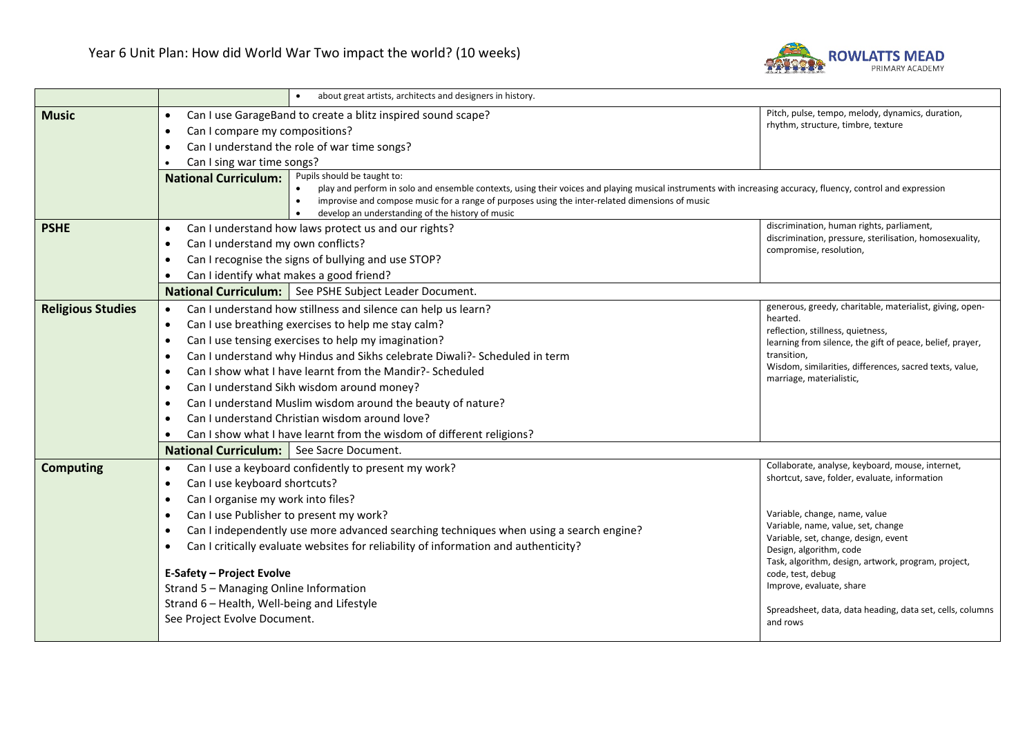Year 6 Unit Plan: How did World War Two impact the world? (10 weeks)

| | | |
|---|---|---|
| | • about great artists, architects and designers in history. | |
| **Music** | • Can I use GarageBand to create a blitz inspired sound scape?<br>• Can I compare my compositions?<br>• Can I understand the role of war time songs?<br>• Can I sing war time songs? | Pitch, pulse, tempo, melody, dynamics, duration, rhythm, structure, timbre, texture |
| | **National Curriculum:** Pupils should be taught to:<br>• play and perform in solo and ensemble contexts, using their voices and playing musical instruments with increasing accuracy, fluency, control and expression<br>• improvise and compose music for a range of purposes using the inter-related dimensions of music<br>• develop an understanding of the history of music | |
| **PSHE** | • Can I understand how laws protect us and our rights?<br>• Can I understand my own conflicts?<br>• Can I recognise the signs of bullying and use STOP?<br>• Can I identify what makes a good friend? | discrimination, human rights, parliament, discrimination, pressure, sterilisation, homosexuality, compromise, resolution, |
| | **National Curriculum:** See PSHE Subject Leader Document. | |
| **Religious Studies** | • Can I understand how stillness and silence can help us learn?<br>• Can I use breathing exercises to help me stay calm?<br>• Can I use tensing exercises to help my imagination?<br>• Can I understand why Hindus and Sikhs celebrate Diwali?- Scheduled in term<br>• Can I show what I have learnt from the Mandir?- Scheduled<br>• Can I understand Sikh wisdom around money?<br>• Can I understand Muslim wisdom around the beauty of nature?<br>• Can I understand Christian wisdom around love?<br>• Can I show what I have learnt from the wisdom of different religions? | generous, greedy, charitable, materialist, giving, open-hearted.<br>reflection, stillness, quietness,<br>learning from silence, the gift of peace, belief, prayer, transition,<br>Wisdom, similarities, differences, sacred texts, value, marriage, materialistic, |
| | **National Curriculum:** See Sacre Document. | |
| **Computing** | • Can I use a keyboard confidently to present my work?<br>• Can I use keyboard shortcuts?<br>• Can I organise my work into files?<br>• Can I use Publisher to present my work?<br>• Can I independently use more advanced searching techniques when using a search engine?<br>• Can I critically evaluate websites for reliability of information and authenticity?<br><br>**E-Safety – Project Evolve**<br>Strand 5 – Managing Online Information<br>Strand 6 – Health, Well-being and Lifestyle<br>See Project Evolve Document. | Collaborate, analyse, keyboard, mouse, internet, shortcut, save, folder, evaluate, information<br><br>Variable, change, name, value<br>Variable, name, value, set, change<br>Variable, set, change, design, event<br>Design, algorithm, code<br>Task, algorithm, design, artwork, program, project, code, test, debug<br>Improve, evaluate, share<br><br>Spreadsheet, data, data heading, data set, cells, columns and rows |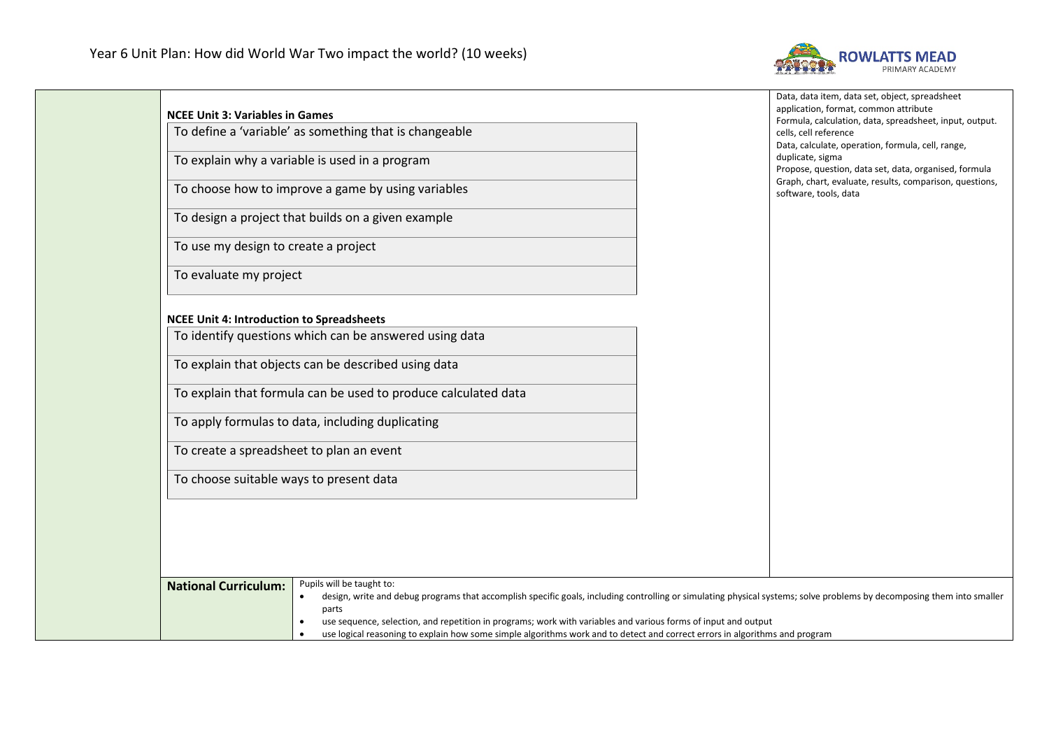Year 6 Unit Plan: How did World War Two impact the world? (10 weeks)

**NCEE Unit 3: Variables in Games**

| |
|---|
| To define a 'variable' as something that is changeable |
| To explain why a variable is used in a program |
| To choose how to improve a game by using variables |
| To design a project that builds on a given example |
| To use my design to create a project |
| To evaluate my project |

**NCEE Unit 4: Introduction to Spreadsheets**

| |
|---|
| To identify questions which can be answered using data |
| To explain that objects can be described using data |
| To explain that formula can be used to produce calculated data |
| To apply formulas to data, including duplicating |
| To create a spreadsheet to plan an event |
| To choose suitable ways to present data |

Data, data item, data set, object, spreadsheet application, format, common attribute
Formula, calculation, data, spreadsheet, input, output. cells, cell reference
Data, calculate, operation, formula, cell, range, duplicate, sigma
Propose, question, data set, data, organised, formula
Graph, chart, evaluate, results, comparison, questions, software, tools, data

**National Curriculum:**

Pupils will be taught to:

- design, write and debug programs that accomplish specific goals, including controlling or simulating physical systems; solve problems by decomposing them into smaller parts
- use sequence, selection, and repetition in programs; work with variables and various forms of input and output
- use logical reasoning to explain how some simple algorithms work and to detect and correct errors in algorithms and program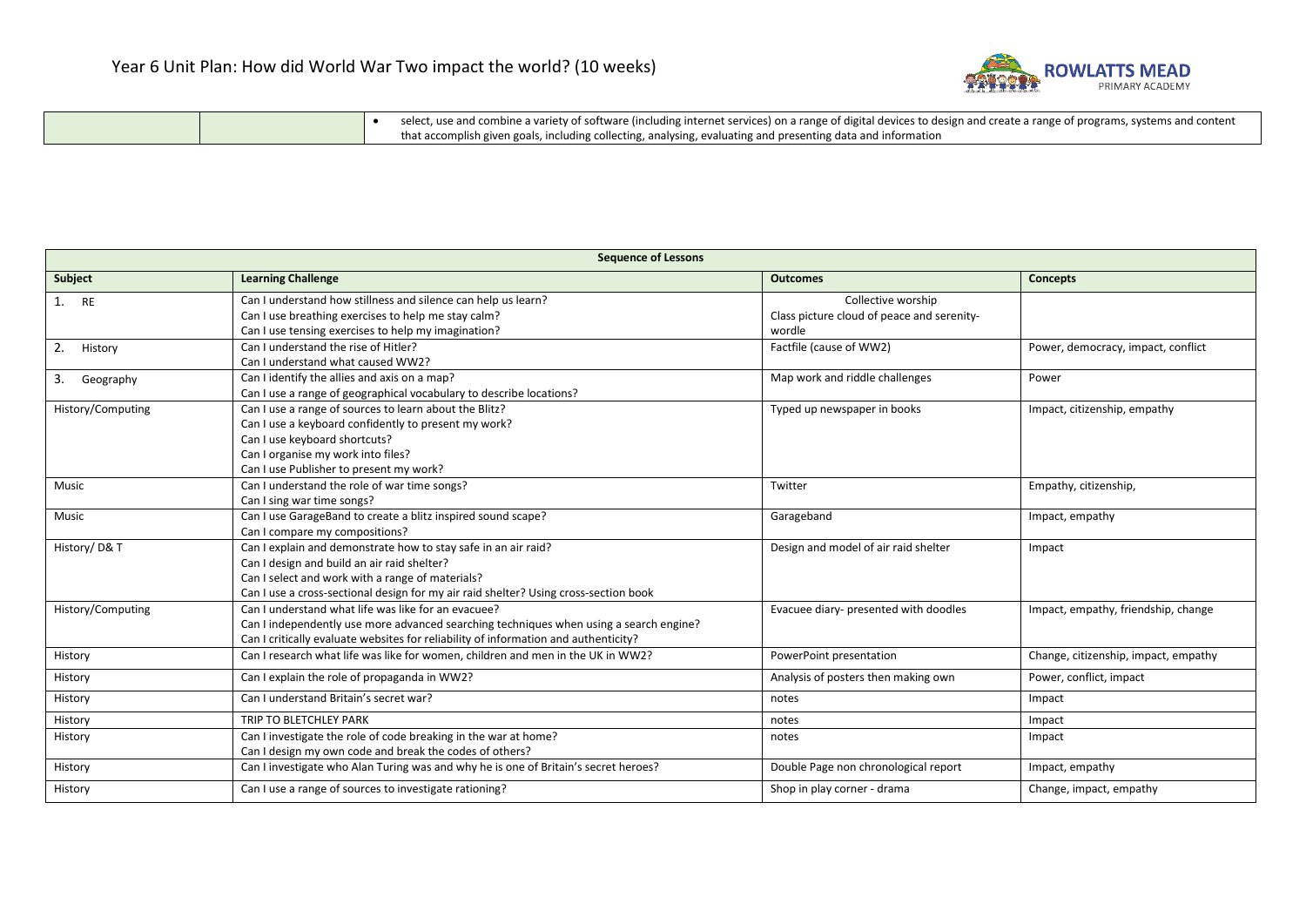# Year 6 Unit Plan: How did World War Two impact the world? (10 weeks)

| | | |
|---|---|---|
| | | • select, use and combine a variety of software (including internet services) on a range of digital devices to design and create a range of programs, systems and content that accomplish given goals, including collecting, analysing, evaluating and presenting data and information |

| Sequence of Lessons | | | |
|---|---|---|---|
| **Subject** | **Learning Challenge** | **Outcomes** | **Concepts** |
| 1. RE | Can I understand how stillness and silence can help us learn?<br>Can I use breathing exercises to help me stay calm?<br>Can I use tensing exercises to help my imagination? | Collective worship<br>Class picture cloud of peace and serenity-wordle | |
| 2. History | Can I understand the rise of Hitler?<br>Can I understand what caused WW2? | Factfile (cause of WW2) | Power, democracy, impact, conflict |
| 3. Geography | Can I identify the allies and axis on a map?<br>Can I use a range of geographical vocabulary to describe locations? | Map work and riddle challenges | Power |
| History/Computing | Can I use a range of sources to learn about the Blitz?<br>Can I use a keyboard confidently to present my work?<br>Can I use keyboard shortcuts?<br>Can I organise my work into files?<br>Can I use Publisher to present my work? | Typed up newspaper in books | Impact, citizenship, empathy |
| Music | Can I understand the role of war time songs?<br>Can I sing war time songs? | Twitter | Empathy, citizenship, |
| Music | Can I use GarageBand to create a blitz inspired sound scape?<br>Can I compare my compositions? | Garageband | Impact, empathy |
| History/ D& T | Can I explain and demonstrate how to stay safe in an air raid?<br>Can I design and build an air raid shelter?<br>Can I select and work with a range of materials?<br>Can I use a cross-sectional design for my air raid shelter? Using cross-section book | Design and model of air raid shelter | Impact |
| History/Computing | Can I understand what life was like for an evacuee?<br>Can I independently use more advanced searching techniques when using a search engine?<br>Can I critically evaluate websites for reliability of information and authenticity? | Evacuee diary- presented with doodles | Impact, empathy, friendship, change |
| History | Can I research what life was like for women, children and men in the UK in WW2? | PowerPoint presentation | Change, citizenship, impact, empathy |
| History | Can I explain the role of propaganda in WW2? | Analysis of posters then making own | Power, conflict, impact |
| History | Can I understand Britain's secret war? | notes | Impact |
| History | TRIP TO BLETCHLEY PARK | notes | Impact |
| History | Can I investigate the role of code breaking in the war at home?<br>Can I design my own code and break the codes of others? | notes | Impact |
| History | Can I investigate who Alan Turing was and why he is one of Britain's secret heroes? | Double Page non chronological report | Impact, empathy |
| History | Can I use a range of sources to investigate rationing? | Shop in play corner - drama | Change, impact, empathy |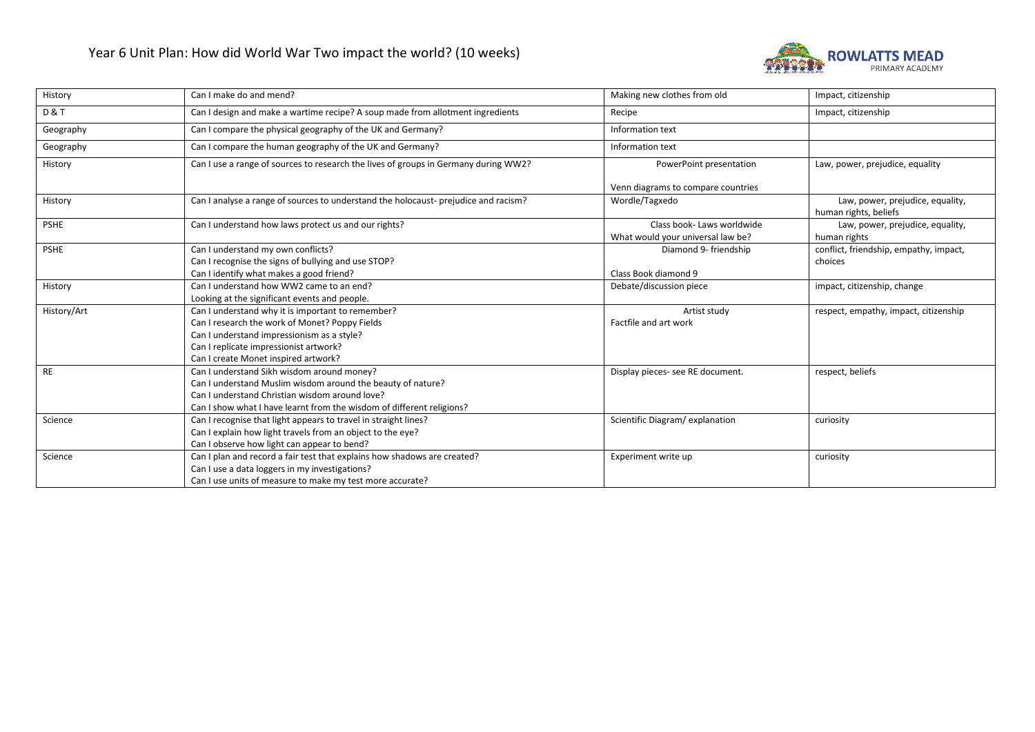# Year 6 Unit Plan: How did World War Two impact the world? (10 weeks)

ROWLATTS MEAD PRIMARY ACADEMY

| | | | |
|---|---|---|---|
| History | Can I make do and mend? | Making new clothes from old | Impact, citizenship |
| D & T | Can I design and make a wartime recipe? A soup made from allotment ingredients | Recipe | Impact, citizenship |
| Geography | Can I compare the physical geography of the UK and Germany? | Information text | |
| Geography | Can I compare the human geography of the UK and Germany? | Information text | |
| History | Can I use a range of sources to research the lives of groups in Germany during WW2? | PowerPoint presentation<br><br>Venn diagrams to compare countries | Law, power, prejudice, equality |
| History | Can I analyse a range of sources to understand the holocaust- prejudice and racism? | Wordle/Tagxedo | Law, power, prejudice, equality, human rights, beliefs |
| PSHE | Can I understand how laws protect us and our rights? | Class book- Laws worldwide<br>What would your universal law be? | Law, power, prejudice, equality, human rights |
| PSHE | Can I understand my own conflicts?<br>Can I recognise the signs of bullying and use STOP?<br>Can I identify what makes a good friend? | Diamond 9- friendship<br><br>Class Book diamond 9 | conflict, friendship, empathy, impact, choices |
| History | Can I understand how WW2 came to an end?<br>Looking at the significant events and people. | Debate/discussion piece | impact, citizenship, change |
| History/Art | Can I understand why it is important to remember?<br>Can I research the work of Monet? Poppy Fields<br>Can I understand impressionism as a style?<br>Can I replicate impressionist artwork?<br>Can I create Monet inspired artwork? | Artist study<br>Factfile and art work | respect, empathy, impact, citizenship |
| RE | Can I understand Sikh wisdom around money?<br>Can I understand Muslim wisdom around the beauty of nature?<br>Can I understand Christian wisdom around love?<br>Can I show what I have learnt from the wisdom of different religions? | Display pieces- see RE document. | respect, beliefs |
| Science | Can I recognise that light appears to travel in straight lines?<br>Can I explain how light travels from an object to the eye?<br>Can I observe how light can appear to bend? | Scientific Diagram/ explanation | curiosity |
| Science | Can I plan and record a fair test that explains how shadows are created?<br>Can I use a data loggers in my investigations?<br>Can I use units of measure to make my test more accurate? | Experiment write up | curiosity |